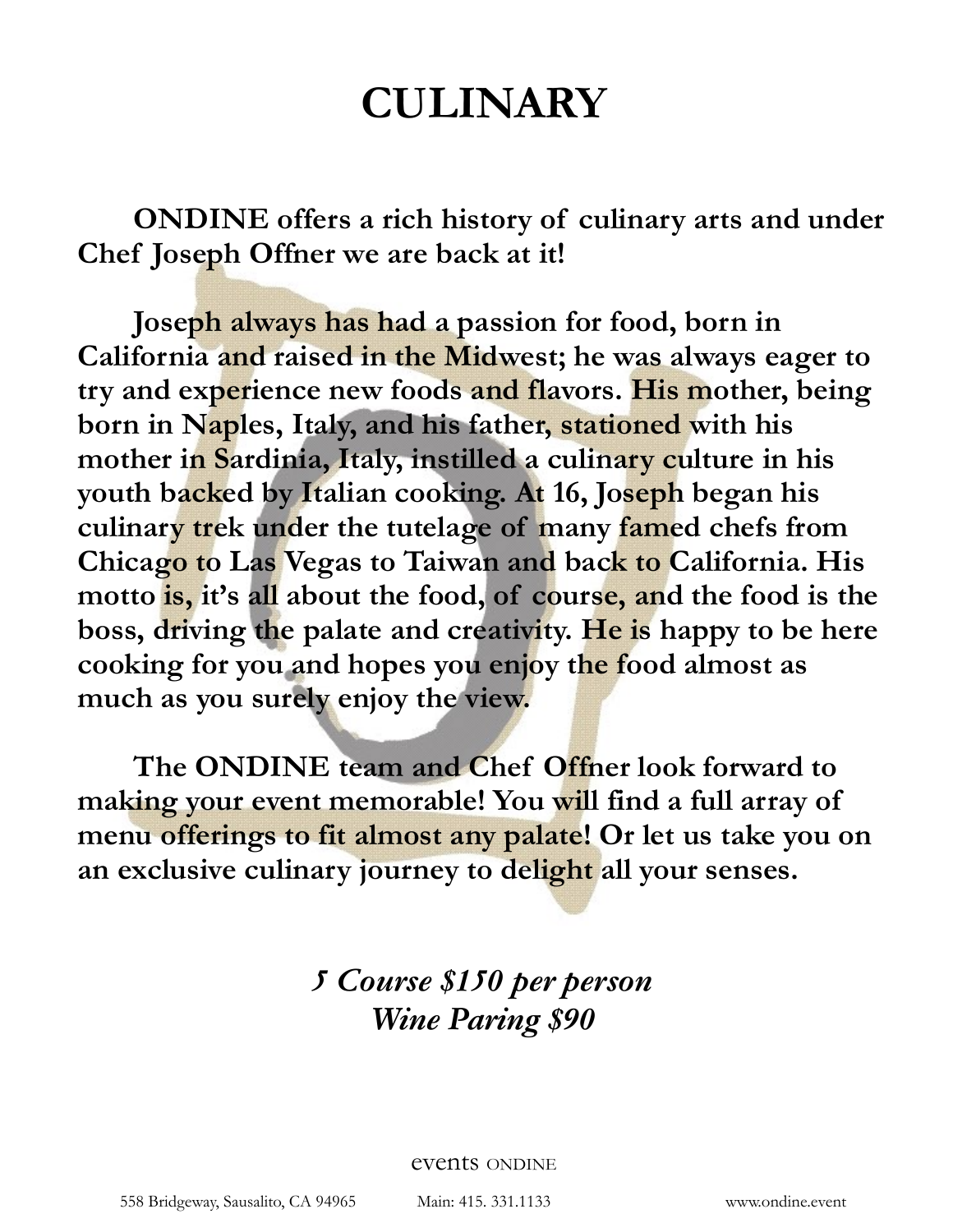# CULINARY

**ONDINE offers a rich history of culinary arts and under Chef Joseph Offner we are back at it!**

**Joseph always has had a passion for food, born in California and raised in the Midwest; he was always eager to try and experience new foods and flavors. His mother, being born in Naples, Italy, and his father, stationed with his mother in Sardinia, Italy, instilled a culinary culture in his youth backed by Italian cooking. At 16, Joseph began his culinary trek under the tutelage of many famed chefs from Chicago to Las Vegas to Taiwan and back to California. His motto is, it's all about the food, of course, and the food is the boss, driving the palate and creativity. He is happy to be here cooking for you and hopes you enjoy the food almost as much as you surely enjoy the view.**

**The ONDINE team and Chef Offner look forward to making your event memorable! You will find a full array of menu offerings to fit almost any palate! Or let us take you on an exclusive culinary journey to delight all your senses.**

***5 Course $150 per person***
***Wine Paring $90***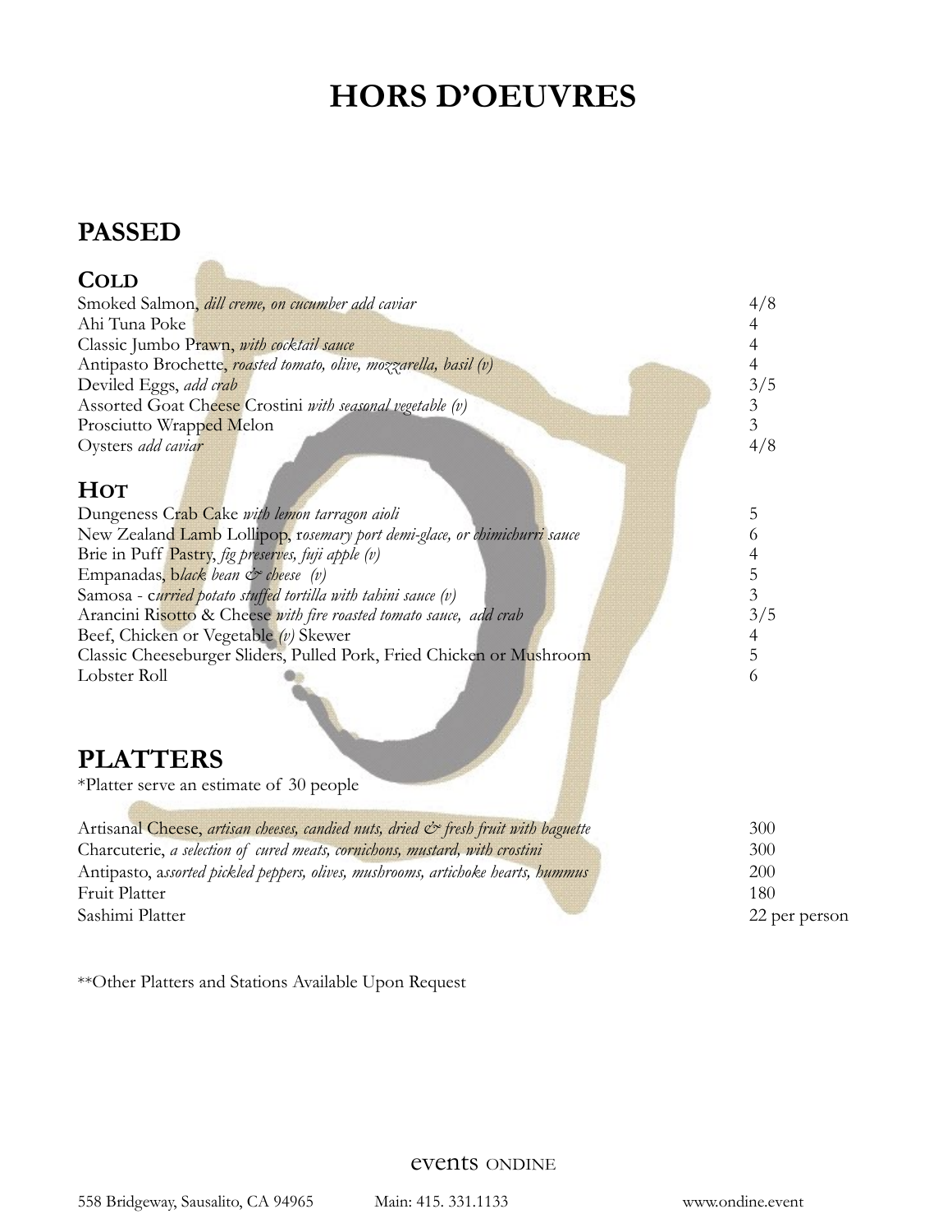# HORS D'OEUVRES

## PASSED

### COLD

| Item | Price |
|---|---|
| Smoked Salmon, *dill creme, on cucumber add caviar* | 4/8 |
| Ahi Tuna Poke | 4 |
| Classic Jumbo Prawn, *with cocktail sauce* | 4 |
| Antipasto Brochette, *roasted tomato, olive, mozzarella, basil (v)* | 4 |
| Deviled Eggs, *add crab* | 3/5 |
| Assorted Goat Cheese Crostini *with seasonal vegetable (v)* | 3 |
| Prosciutto Wrapped Melon | 3 |
| Oysters *add caviar* | 4/8 |

### HOT

| Item | Price |
|---|---|
| Dungeness Crab Cake *with lemon tarragon aioli* | 5 |
| New Zealand Lamb Lollipop, r*osemary port demi-glace, or chimichurri sauce* | 6 |
| Brie in Puff Pastry, *fig preserves, fuji apple (v)* | 4 |
| Empanadas, b*lack bean & cheese (v)* | 5 |
| Samosa - c*urried potato stuffed tortilla with tahini sauce (v)* | 3 |
| Arancini Risotto & Cheese *with fire roasted tomato sauce, add crab* | 3/5 |
| Beef, Chicken or Vegetable *(v)* Skewer | 4 |
| Classic Cheeseburger Sliders, Pulled Pork, Fried Chicken or Mushroom | 5 |
| Lobster Roll | 6 |

## PLATTERS

*Platter serve an estimate of 30 people

| Item | Price |
|---|---|
| Artisanal Cheese, *artisan cheeses, candied nuts, dried & fresh fruit with baguette* | 300 |
| Charcuterie, *a selection of cured meats, cornichons, mustard, with crostini* | 300 |
| Antipasto, a*ssorted pickled peppers, olives, mushrooms, artichoke hearts, hummus* | 200 |
| Fruit Platter | 180 |
| Sashimi Platter | 22 per person |

**Other Platters and Stations Available Upon Request

events ONDINE

558 Bridgeway, Sausalito, CA 94965 Main: 415. 331.1133 www.ondine.event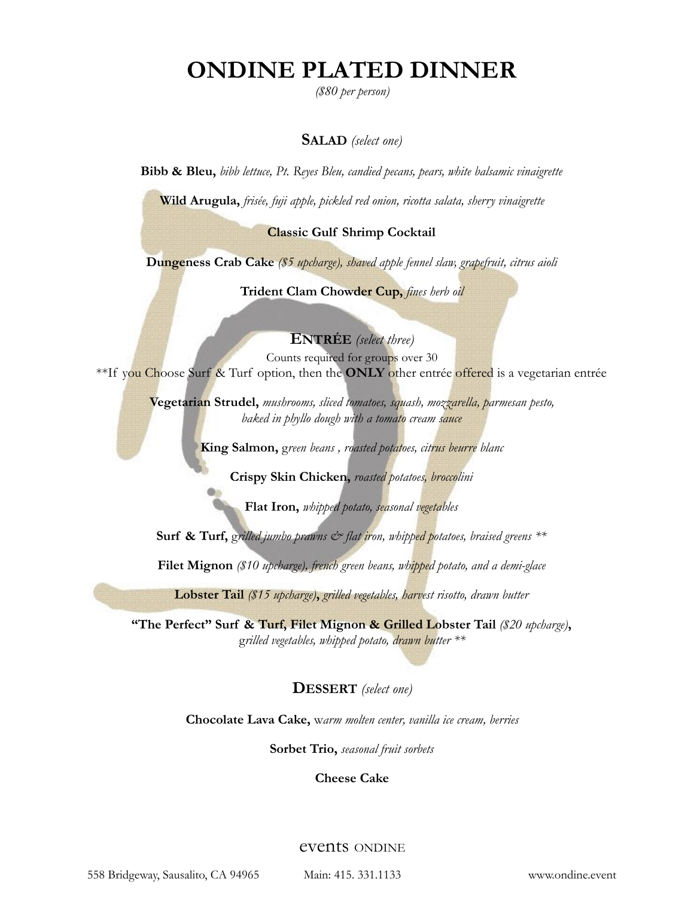# ONDINE PLATED DINNER

*($80 per person)*

## SALAD *(select one)*

**Bibb & Bleu,** *bibb lettuce, Pt. Reyes Bleu, candied pecans, pears, white balsamic vinaigrette*

**Wild Arugula,** *frisée, fuji apple, pickled red onion, ricotta salata, sherry vinaigrette*

**Classic Gulf Shrimp Cocktail**

**Dungeness Crab Cake** *($5 upcharge), shaved apple fennel slaw, grapefruit, citrus aioli*

**Trident Clam Chowder Cup,** *fines herb oil*

## ENTRÉE *(select three)*

Counts required for groups over 30

**If you Choose Surf & Turf option, then the **ONLY** other entrée offered is a vegetarian entrée

**Vegetarian Strudel,** *mushrooms, sliced tomatoes, squash, mozzarella, parmesan pesto, baked in phyllo dough with a tomato cream sauce*

**King Salmon,** *green beans , roasted potatoes, citrus beurre blanc*

**Crispy Skin Chicken,** *roasted potatoes, broccolini*

**Flat Iron,** *whipped potato, seasonal vegetables*

**Surf & Turf,** *grilled jumbo prawns & flat iron, whipped potatoes, braised greens **

**Filet Mignon** *($10 upcharge), french green beans, whipped potato, and a demi-glace*

**Lobster Tail** *($15 upcharge)***,** *grilled vegetables, harvest risotto, drawn butter*

**"The Perfect" Surf & Turf, Filet Mignon & Grilled Lobster Tail** *($20 upcharge)***,** *grilled vegetables, whipped potato, drawn butter **

## DESSERT *(select one)*

**Chocolate Lava Cake,** *warm molten center, vanilla ice cream, berries*

**Sorbet Trio,** *seasonal fruit sorbets*

**Cheese Cake**

events ONDINE

558 Bridgeway, Sausalito, CA 94965 Main: 415. 331.1133 www.ondine.event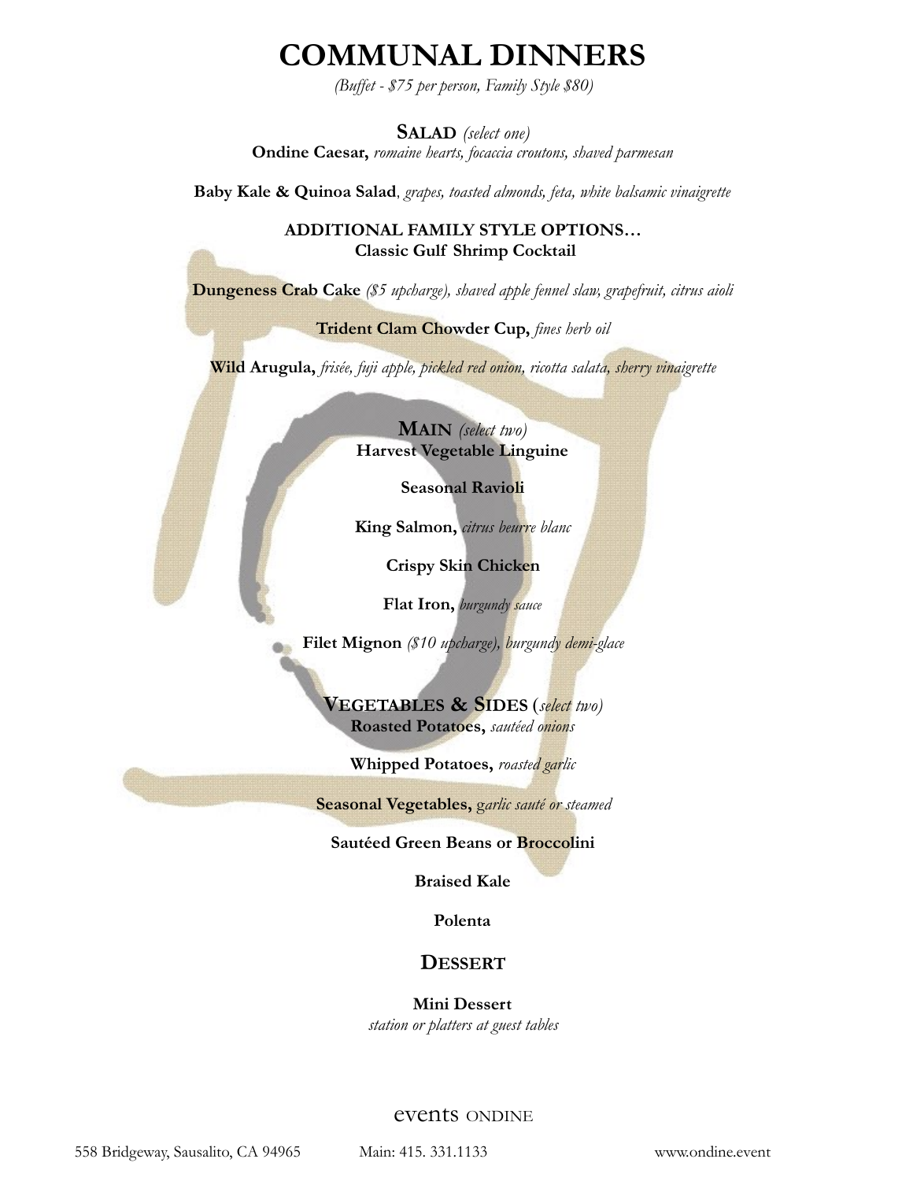# COMMUNAL DINNERS

*(Buffet - $75 per person, Family Style $80)*

## SALAD *(select one)*

**Ondine Caesar,** *romaine hearts, focaccia croutons, shaved parmesan*

**Baby Kale & Quinoa Salad**, *grapes, toasted almonds, feta, white balsamic vinaigrette*

**ADDITIONAL FAMILY STYLE OPTIONS…**

**Classic Gulf Shrimp Cocktail**

**Dungeness Crab Cake** *($5 upcharge), shaved apple fennel slaw, grapefruit, citrus aioli*

**Trident Clam Chowder Cup,** *fines herb oil*

**Wild Arugula,** *frisée, fuji apple, pickled red onion, ricotta salata, sherry vinaigrette*

## MAIN *(select two)*

**Harvest Vegetable Linguine**

**Seasonal Ravioli**

**King Salmon,** *citrus beurre blanc*

**Crispy Skin Chicken**

**Flat Iron,** *burgundy sauce*

**Filet Mignon** *($10 upcharge), burgundy demi-glace*

## VEGETABLES & SIDES (*select two*)

**Roasted Potatoes,** *sautéed onions*

**Whipped Potatoes,** *roasted garlic*

**Seasonal Vegetables,** *garlic sauté or steamed*

**Sautéed Green Beans or Broccolini**

**Braised Kale**

**Polenta**

## DESSERT

**Mini Dessert**

*station or platters at guest tables*

events ONDINE

558 Bridgeway, Sausalito, CA 94965 Main: 415. 331.1133 www.ondine.event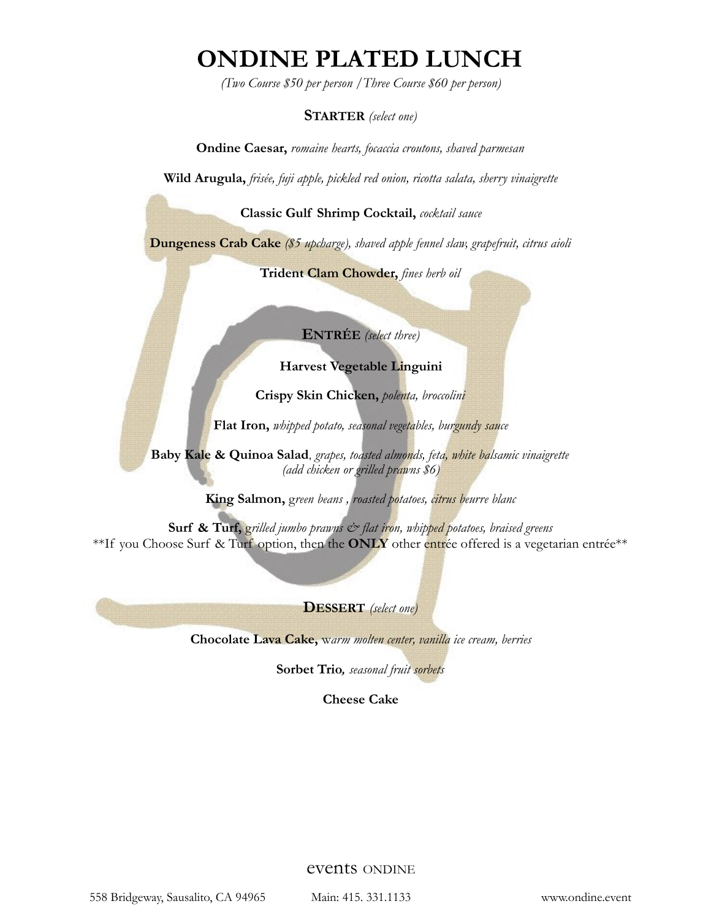# ONDINE PLATED LUNCH

*(Two Course $50 per person / Three Course $60 per person)*

## STARTER *(select one)*

**Ondine Caesar,** *romaine hearts, focaccia croutons, shaved parmesan*

**Wild Arugula,** *frisée, fuji apple, pickled red onion, ricotta salata, sherry vinaigrette*

**Classic Gulf Shrimp Cocktail,** *cocktail sauce*

**Dungeness Crab Cake** *($5 upcharge), shaved apple fennel slaw, grapefruit, citrus aioli*

**Trident Clam Chowder,** *fines herb oil*

## ENTRÉE *(select three)*

**Harvest Vegetable Linguini**

**Crispy Skin Chicken,** *polenta, broccolini*

**Flat Iron,** *whipped potato, seasonal vegetables, burgundy sauce*

**Baby Kale & Quinoa Salad**, *grapes, toasted almonds, feta, white balsamic vinaigrette*
*(add chicken or grilled prawns $6)*

**King Salmon,** *green beans , roasted potatoes, citrus beurre blanc*

**Surf & Turf,** *grilled jumbo prawns & flat iron, whipped potatoes, braised greens*
**If you Choose Surf & Turf option, then the **ONLY** other entrée offered is a vegetarian entrée**

## DESSERT *(select one)*

**Chocolate Lava Cake,** *warm molten center, vanilla ice cream, berries*

**Sorbet Trio,** *seasonal fruit sorbets*

**Cheese Cake**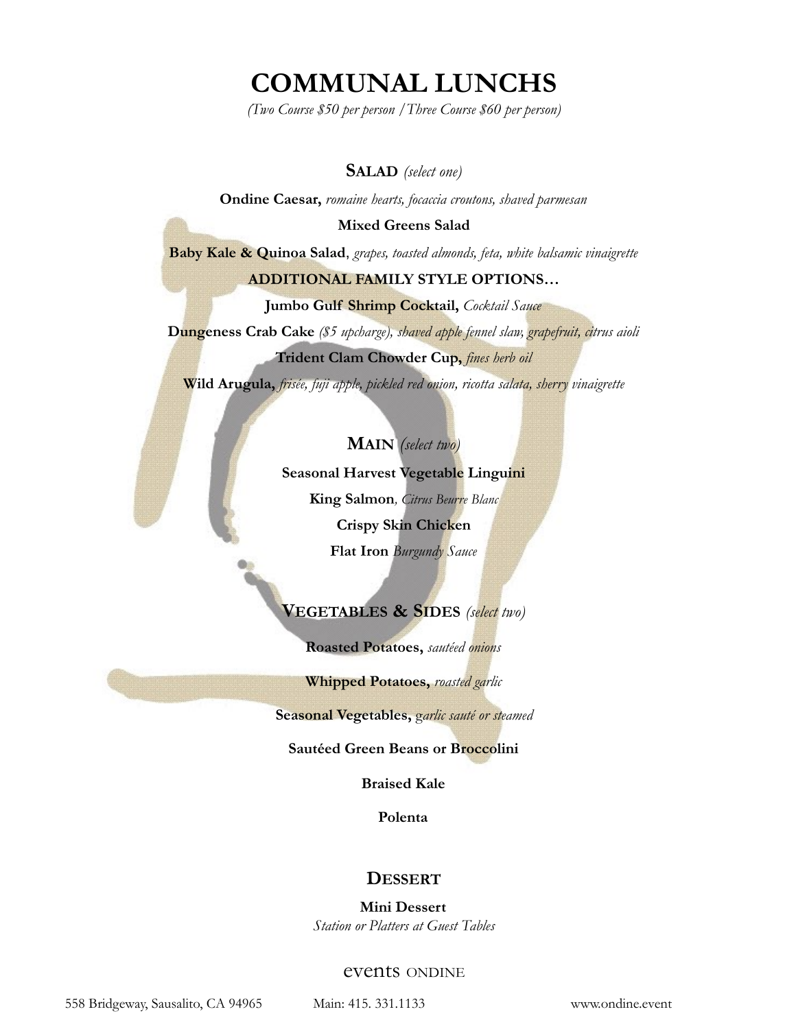# COMMUNAL LUNCHS

*(Two Course $50 per person / Three Course $60 per person)*

## SALAD *(select one)*

**Ondine Caesar,** *romaine hearts, focaccia croutons, shaved parmesan*

**Mixed Greens Salad**

**Baby Kale & Quinoa Salad**, *grapes, toasted almonds, feta, white balsamic vinaigrette*

**ADDITIONAL FAMILY STYLE OPTIONS…**

**Jumbo Gulf Shrimp Cocktail,** *Cocktail Sauce*

**Dungeness Crab Cake** *($5 upcharge), shaved apple fennel slaw, grapefruit, citrus aioli*

**Trident Clam Chowder Cup,** *fines herb oil*

**Wild Arugula,** *frisée, fuji apple, pickled red onion, ricotta salata, sherry vinaigrette*

## MAIN *(select two)*

**Seasonal Harvest Vegetable Linguini**

**King Salmon***, Citrus Beurre Blanc*

**Crispy Skin Chicken**

**Flat Iron** *Burgundy Sauce*

## VEGETABLES & SIDES *(select two)*

**Roasted Potatoes,** *sautéed onions*

**Whipped Potatoes,** *roasted garlic*

**Seasonal Vegetables,** *garlic sauté or steamed*

**Sautéed Green Beans or Broccolini**

**Braised Kale**

**Polenta**

## DESSERT

**Mini Dessert**

*Station or Platters at Guest Tables*

events ONDINE

558 Bridgeway, Sausalito, CA 94965 Main: 415. 331.1133 www.ondine.event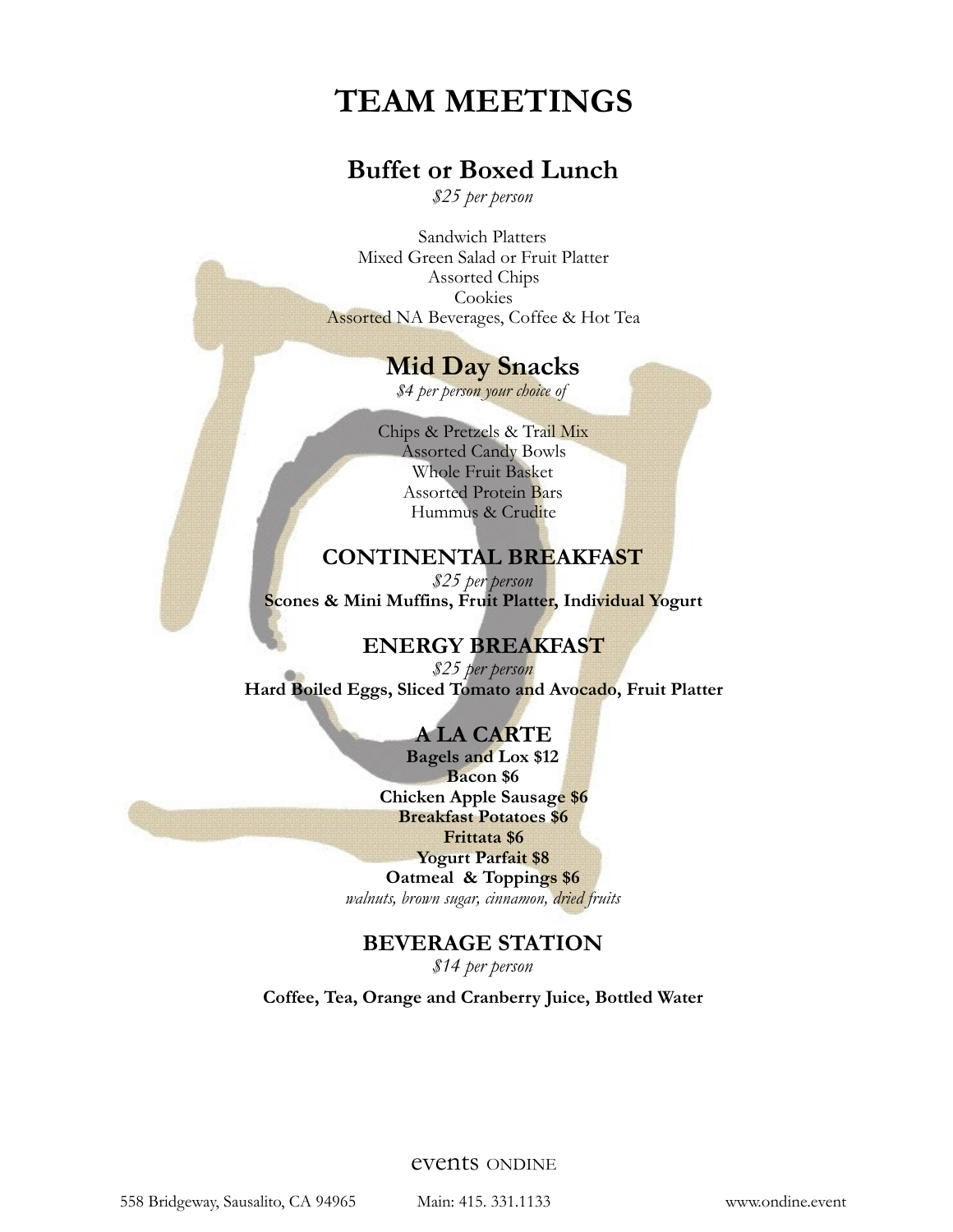# TEAM MEETINGS

## Buffet or Boxed Lunch

*$25 per person*

Sandwich Platters
Mixed Green Salad or Fruit Platter
Assorted Chips
Cookies
Assorted NA Beverages, Coffee & Hot Tea

## Mid Day Snacks

*$4 per person your choice of*

Chips & Pretzels & Trail Mix
Assorted Candy Bowls
Whole Fruit Basket
Assorted Protein Bars
Hummus & Crudite

## CONTINENTAL BREAKFAST

*$25 per person*

**Scones & Mini Muffins, Fruit Platter, Individual Yogurt**

## ENERGY BREAKFAST

*$25 per person*

**Hard Boiled Eggs, Sliced Tomato and Avocado, Fruit Platter**

## A LA CARTE

**Bagels and Lox $12**
**Bacon $6**
**Chicken Apple Sausage $6**
**Breakfast Potatoes $6**
**Frittata $6**
**Yogurt Parfait $8**
**Oatmeal & Toppings $6**
*walnuts, brown sugar, cinnamon, dried fruits*

## BEVERAGE STATION

*$14 per person*

**Coffee, Tea, Orange and Cranberry Juice, Bottled Water**

events ONDINE

558 Bridgeway, Sausalito, CA 94965 Main: 415. 331.1133 www.ondine.event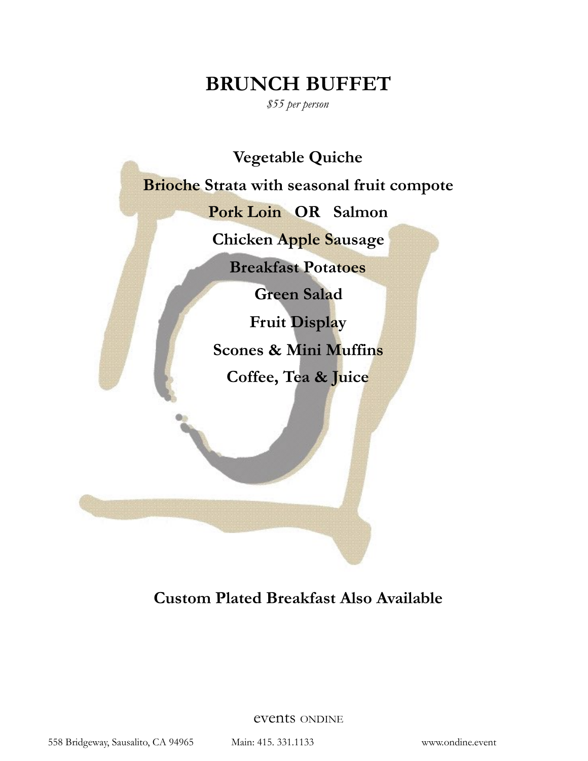# BRUNCH BUFFET

*$55 per person*

**Vegetable Quiche**

**Brioche Strata with seasonal fruit compote**

**Pork Loin OR Salmon**

**Chicken Apple Sausage**

**Breakfast Potatoes**

**Green Salad**

**Fruit Display**

**Scones & Mini Muffins**

**Coffee, Tea & Juice**

**Custom Plated Breakfast Also Available**

events ONDINE

558 Bridgeway, Sausalito, CA 94965 Main: 415. 331.1133 www.ondine.event